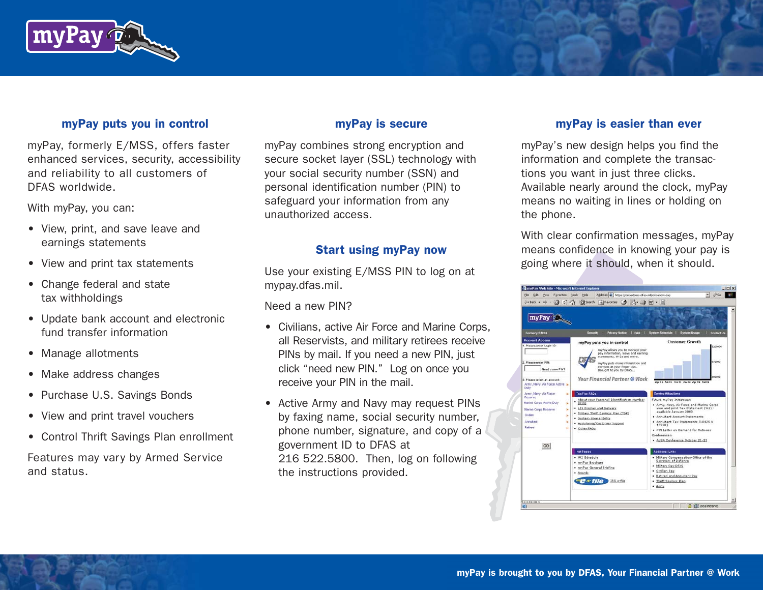## myPay puts you in control

myPay, formerly E/MSS, offers faster enhanced services, security, accessibility and reliability to all customers of DFAS worldwide.

With myPay, you can:

- View, print, and save leave and earnings statements
- View and print tax statements
- Change federal and state tax withholdings
- Update bank account and electronic fund transfer information
- Manage allotments
- Make address changes
- Purchase U.S. Savings Bonds
- View and print travel vouchers
- Control Thrift Savings Plan enrollment

Features may vary by Armed Service and status.

## myPay is secure

myPay combines strong encryption and secure socket layer (SSL) technology with your social security number (SSN) and personal identification number (PIN) to safeguard your information from any unauthorized access.

## Start using myPay now

Use your existing E/MSS PIN to log on at mypay.dfas.mil.

Need a new PIN?

- Civilians, active Air Force and Marine Corps, all Reservists, and military retirees receive PINs by mail. If you need a new PIN, just click "need new PIN." Log on once you receive your PIN in the mail.
- Active Army and Navy may request PINs by faxing name, social security number, phone number, signature, and copy of a government ID to DFAS at 216 522.5800. Then, log on following the instructions provided.

## myPay is easier than ever

myPay's new design helps you find the information and complete the transactions you want in just three clicks. Available nearly around the clock, myPay means no waiting in lines or holding on the phone.

With clear confirmation messages, myPay means confidence in knowing your pay is going where it should, when it should.

**myPay is brought to you by DFAS, Your Financial Partner @ Work**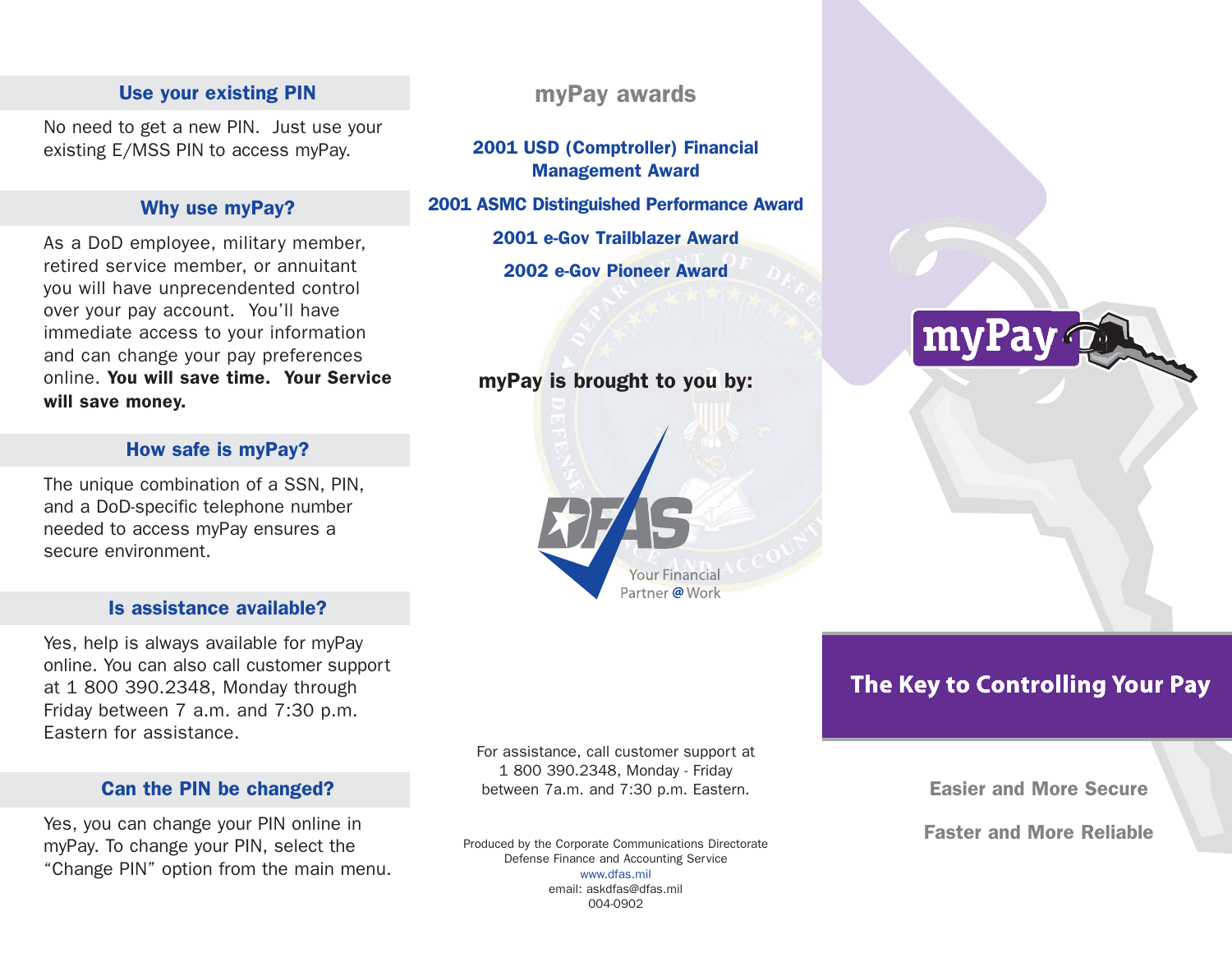## Use your existing PIN

No need to get a new PIN. Just use your existing E/MSS PIN to access myPay.

## Why use myPay?

As a DoD employee, military member, retired service member, or annuitant you will have unprecendented control over your pay account. You'll have immediate access to your information and can change your pay preferences online. **You will save time. Your Service will save money.**

## How safe is myPay?

The unique combination of a SSN, PIN, and a DoD-specific telephone number needed to access myPay ensures a secure environment.

## Is assistance available?

Yes, help is always available for myPay online. You can also call customer support at 1 800 390.2348, Monday through Friday between 7 a.m. and 7:30 p.m. Eastern for assistance.

## Can the PIN be changed?

Yes, you can change your PIN online in myPay. To change your PIN, select the "Change PIN" option from the main menu.

## myPay awards

**2001 USD (Comptroller) Financial Management Award**

**2001 ASMC Distinguished Performance Award**

**2001 e-Gov Trailblazer Award**

**2002 e-Gov Pioneer Award**

**myPay is brought to you by:**

DFAS
Your Financial Partner @ Work

For assistance, call customer support at 1 800 390.2348, Monday - Friday between 7a.m. and 7:30 p.m. Eastern.

Produced by the Corporate Communications Directorate
Defense Finance and Accounting Service
www.dfas.mil
email: askdfas@dfas.mil
004-0902

# myPay

## The Key to Controlling Your Pay

**Easier and More Secure**

**Faster and More Reliable**